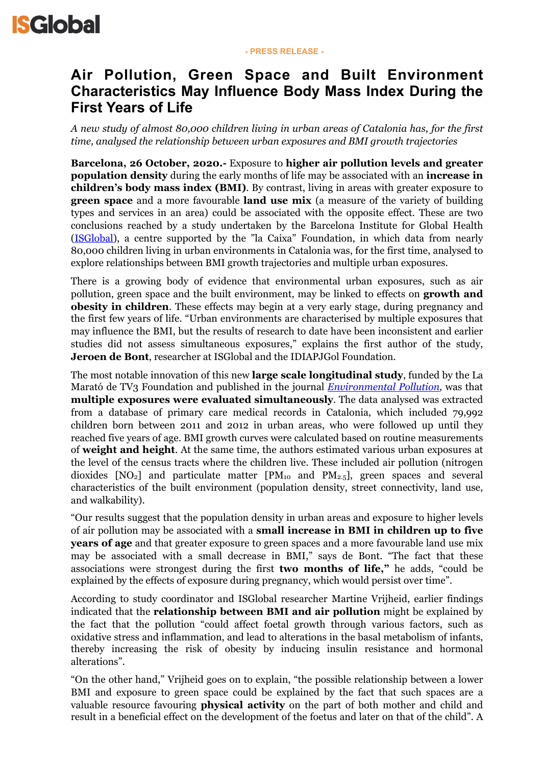**ISGlobal**

**- PRESS RELEASE -**

# Air Pollution, Green Space and Built Environment Characteristics May Influence Body Mass Index During the First Years of Life

*A new study of almost 80,000 children living in urban areas of Catalonia has, for the first time, analysed the relationship between urban exposures and BMI growth trajectories*

**Barcelona, 26 October, 2020.-** Exposure to **higher air pollution levels and greater population density** during the early months of life may be associated with an **increase in children's body mass index (BMI)**. By contrast, living in areas with greater exposure to **green space** and a more favourable **land use mix** (a measure of the variety of building types and services in an area) could be associated with the opposite effect. These are two conclusions reached by a study undertaken by the Barcelona Institute for Global Health (ISGlobal), a centre supported by the "la Caixa" Foundation, in which data from nearly 80,000 children living in urban environments in Catalonia was, for the first time, analysed to explore relationships between BMI growth trajectories and multiple urban exposures.

There is a growing body of evidence that environmental urban exposures, such as air pollution, green space and the built environment, may be linked to effects on **growth and obesity in children**. These effects may begin at a very early stage, during pregnancy and the first few years of life. "Urban environments are characterised by multiple exposures that may influence the BMI, but the results of research to date have been inconsistent and earlier studies did not assess simultaneous exposures," explains the first author of the study, **Jeroen de Bont**, researcher at ISGlobal and the IDIAPJGol Foundation.

The most notable innovation of this new **large scale longitudinal study**, funded by the La Marató de TV3 Foundation and published in the journal ***Environmental Pollution***, was that **multiple exposures were evaluated simultaneously**. The data analysed was extracted from a database of primary care medical records in Catalonia, which included 79,992 children born between 2011 and 2012 in urban areas, who were followed up until they reached five years of age. BMI growth curves were calculated based on routine measurements of **weight and height**. At the same time, the authors estimated various urban exposures at the level of the census tracts where the children live. These included air pollution (nitrogen dioxides [$NO_2$] and particulate matter [$PM_{10}$ and $PM_{2.5}$], green spaces and several characteristics of the built environment (population density, street connectivity, land use, and walkability).

"Our results suggest that the population density in urban areas and exposure to higher levels of air pollution may be associated with a **small increase in BMI in children up to five years of age** and that greater exposure to green spaces and a more favourable land use mix may be associated with a small decrease in BMI," says de Bont. "The fact that these associations were strongest during the first **two months of life,"** he adds, "could be explained by the effects of exposure during pregnancy, which would persist over time".

According to study coordinator and ISGlobal researcher Martine Vrijheid, earlier findings indicated that the **relationship between BMI and air pollution** might be explained by the fact that the pollution "could affect foetal growth through various factors, such as oxidative stress and inflammation, and lead to alterations in the basal metabolism of infants, thereby increasing the risk of obesity by inducing insulin resistance and hormonal alterations".

"On the other hand," Vrijheid goes on to explain, "the possible relationship between a lower BMI and exposure to green space could be explained by the fact that such spaces are a valuable resource favouring **physical activity** on the part of both mother and child and result in a beneficial effect on the development of the foetus and later on that of the child". A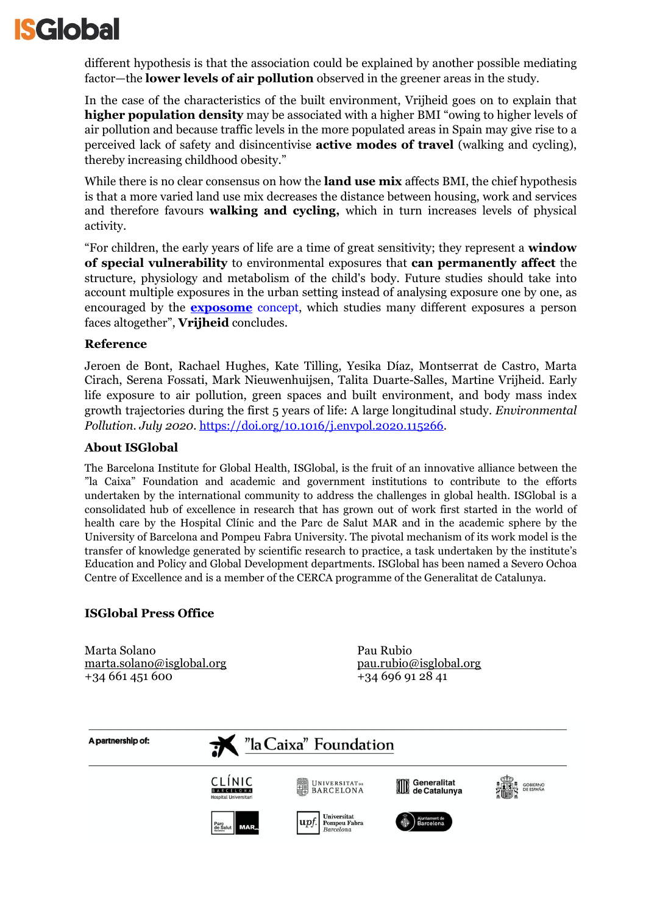different hypothesis is that the association could be explained by another possible mediating factor—the **lower levels of air pollution** observed in the greener areas in the study.

In the case of the characteristics of the built environment, Vrijheid goes on to explain that **higher population density** may be associated with a higher BMI "owing to higher levels of air pollution and because traffic levels in the more populated areas in Spain may give rise to a perceived lack of safety and disincentivise **active modes of travel** (walking and cycling), thereby increasing childhood obesity."

While there is no clear consensus on how the **land use mix** affects BMI, the chief hypothesis is that a more varied land use mix decreases the distance between housing, work and services and therefore favours **walking and cycling,** which in turn increases levels of physical activity.

"For children, the early years of life are a time of great sensitivity; they represent a **window of special vulnerability** to environmental exposures that **can permanently affect** the structure, physiology and metabolism of the child's body. Future studies should take into account multiple exposures in the urban setting instead of analysing exposure one by one, as encouraged by the **exposome** concept, which studies many different exposures a person faces altogether", **Vrijheid** concludes.

### Reference

Jeroen de Bont, Rachael Hughes, Kate Tilling, Yesika Díaz, Montserrat de Castro, Marta Cirach, Serena Fossati, Mark Nieuwenhuijsen, Talita Duarte-Salles, Martine Vrijheid. Early life exposure to air pollution, green spaces and built environment, and body mass index growth trajectories during the first 5 years of life: A large longitudinal study. *Environmental Pollution. July 2020*. https://doi.org/10.1016/j.envpol.2020.115266.

### About ISGlobal

The Barcelona Institute for Global Health, ISGlobal, is the fruit of an innovative alliance between the "la Caixa" Foundation and academic and government institutions to contribute to the efforts undertaken by the international community to address the challenges in global health. ISGlobal is a consolidated hub of excellence in research that has grown out of work first started in the world of health care by the Hospital Clínic and the Parc de Salut MAR and in the academic sphere by the University of Barcelona and Pompeu Fabra University. The pivotal mechanism of its work model is the transfer of knowledge generated by scientific research to practice, a task undertaken by the institute's Education and Policy and Global Development departments. ISGlobal has been named a Severo Ochoa Centre of Excellence and is a member of the CERCA programme of the Generalitat de Catalunya.

### ISGlobal Press Office

Marta Solano
marta.solano@isglobal.org
+34 661 451 600

Pau Rubio
pau.rubio@isglobal.org
+34 696 91 28 41

A partnership of: "la Caixa" Foundation

Clínic Barcelona Hospital Universitari · Universitat de Barcelona · Generalitat de Catalunya · Gobierno de España · Parc de Salut MAR · Universitat Pompeu Fabra Barcelona · Ajuntament de Barcelona